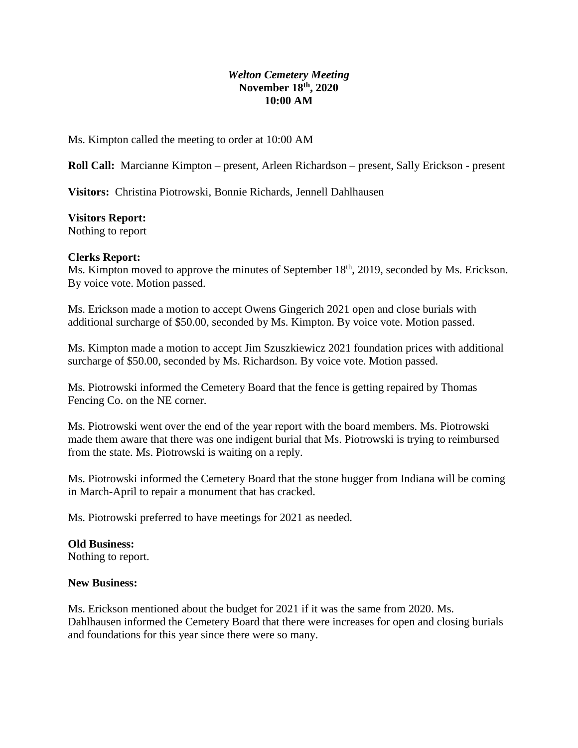***Welton Cemetery Meeting***
**November 18th, 2020**
**10:00 AM**

Ms. Kimpton called the meeting to order at 10:00 AM

**Roll Call:** Marcianne Kimpton – present, Arleen Richardson – present, Sally Erickson - present

**Visitors:** Christina Piotrowski, Bonnie Richards, Jennell Dahlhausen

**Visitors Report:**
Nothing to report

**Clerks Report:**
Ms. Kimpton moved to approve the minutes of September 18th, 2019, seconded by Ms. Erickson. By voice vote. Motion passed.

Ms. Erickson made a motion to accept Owens Gingerich 2021 open and close burials with additional surcharge of $50.00, seconded by Ms. Kimpton. By voice vote. Motion passed.

Ms. Kimpton made a motion to accept Jim Szuszkiewicz 2021 foundation prices with additional surcharge of $50.00, seconded by Ms. Richardson. By voice vote. Motion passed.

Ms. Piotrowski informed the Cemetery Board that the fence is getting repaired by Thomas Fencing Co. on the NE corner.

Ms. Piotrowski went over the end of the year report with the board members. Ms. Piotrowski made them aware that there was one indigent burial that Ms. Piotrowski is trying to reimbursed from the state. Ms. Piotrowski is waiting on a reply.

Ms. Piotrowski informed the Cemetery Board that the stone hugger from Indiana will be coming in March-April to repair a monument that has cracked.

Ms. Piotrowski preferred to have meetings for 2021 as needed.

**Old Business:**
Nothing to report.

**New Business:**

Ms. Erickson mentioned about the budget for 2021 if it was the same from 2020. Ms. Dahlhausen informed the Cemetery Board that there were increases for open and closing burials and foundations for this year since there were so many.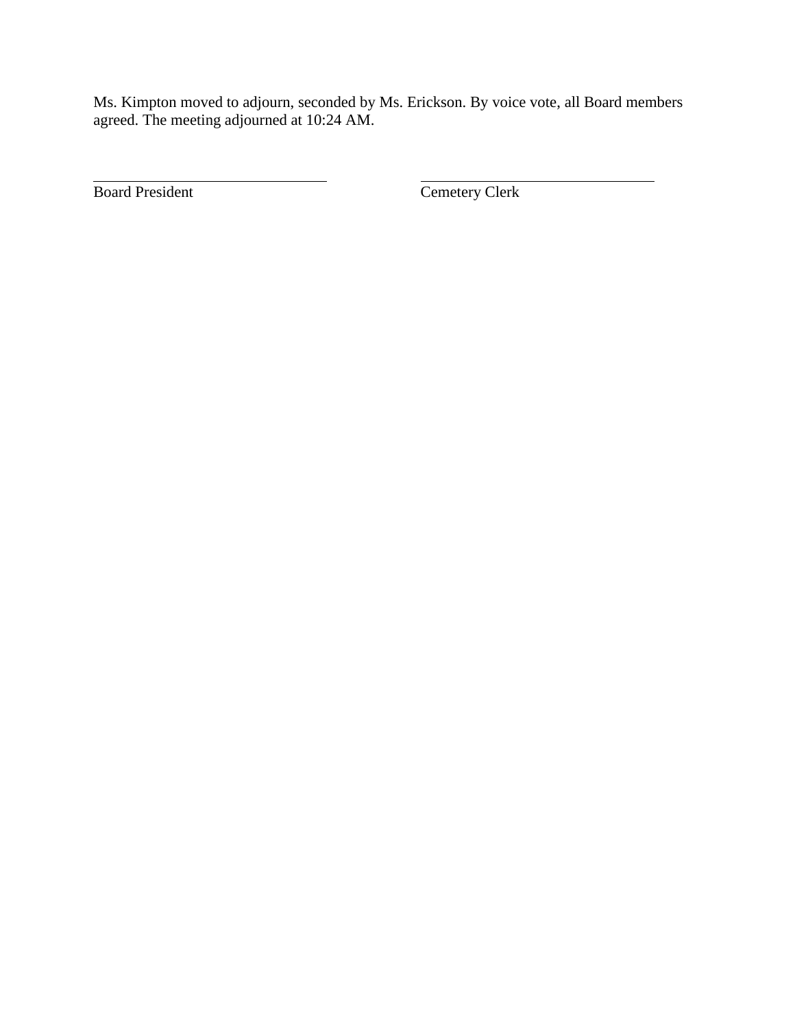Ms. Kimpton moved to adjourn, seconded by Ms. Erickson. By voice vote, all Board members agreed. The meeting adjourned at 10:24 AM.

| | |
|---|---|
| \_\_\_\_\_\_\_\_\_\_\_\_\_\_\_\_\_\_\_\_\_\_\_\_\_\_\_\_\_\_ | \_\_\_\_\_\_\_\_\_\_\_\_\_\_\_\_\_\_\_\_\_\_\_\_\_\_\_\_\_\_ |
| Board President | Cemetery Clerk |